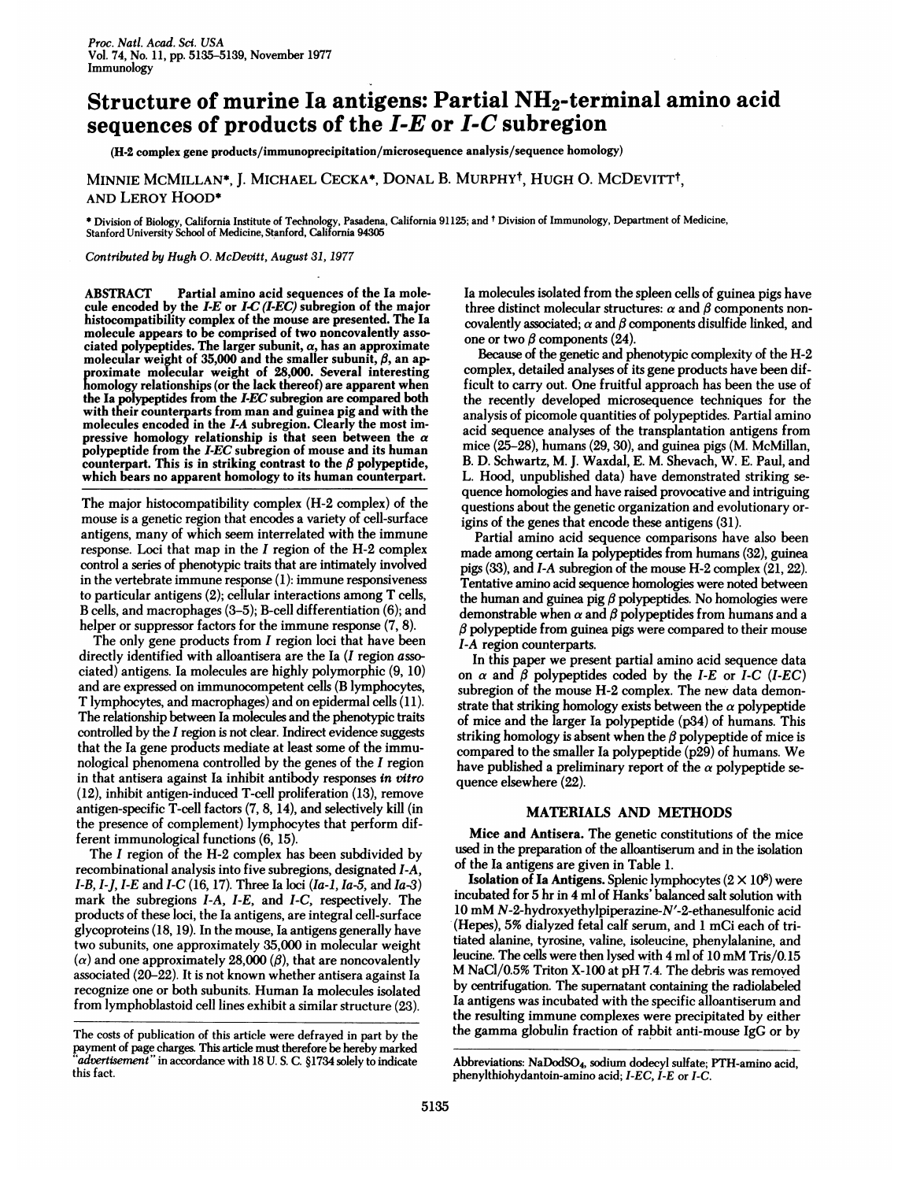# Structure of murine Ia antigens: Partial $NH_2$-terminal amino acid sequences of products of the *I-E* or *I-C* subregion

(H-2 complex gene products/immunoprecipitation/microsequence analysis/sequence homology)

MINNIE MCMILLAN*, J. MICHAEL CECKA*, DONAL B. MURPHY†, HUGH O. MCDEVITT†, AND LEROY HOOD*

\* Division of Biology, California Institute of Technology, Pasadena, California 91125; and † Division of Immunology, Department of Medicine, Stanford University School of Medicine, Stanford, California 94305

*Contributed by Hugh O. McDevitt, August 31, 1977*

**ABSTRACT** Partial amino acid sequences of the Ia molecule encoded by the *I-E* or *I-C* (*I-EC*) subregion of the major histocompatibility complex of the mouse are presented. The Ia molecule appears to be comprised of two noncovalently associated polypeptides. The larger subunit, α, has an approximate molecular weight of 35,000 and the smaller subunit, β, an approximate molecular weight of 28,000. Several interesting homology relationships (or the lack thereof) are apparent when the Ia polypeptides from the *I-EC* subregion are compared both with their counterparts from man and guinea pig and with the molecules encoded in the *I-A* subregion. Clearly the most impressive homology relationship is that seen between the α polypeptide from the *I-EC* subregion of mouse and its human counterpart. This is in striking contrast to the β polypeptide, which bears no apparent homology to its human counterpart.

The major histocompatibility complex (H-2 complex) of the mouse is a genetic region that encodes a variety of cell-surface antigens, many of which seem interrelated with the immune response. Loci that map in the *I* region of the H-2 complex control a series of phenotypic traits that are intimately involved in the vertebrate immune response (1): immune responsiveness to particular antigens (2); cellular interactions among T cells, B cells, and macrophages (3–5); B-cell differentiation (6); and helper or suppressor factors for the immune response (7, 8).

The only gene products from *I* region loci that have been directly identified with alloantisera are the Ia (*I* region *a*ssociated) antigens. Ia molecules are highly polymorphic (9, 10) and are expressed on immunocompetent cells (B lymphocytes, T lymphocytes, and macrophages) and on epidermal cells (11). The relationship between Ia molecules and the phenotypic traits controlled by the *I* region is not clear. Indirect evidence suggests that the Ia gene products mediate at least some of the immunological phenomena controlled by the genes of the *I* region in that antisera against Ia inhibit antibody responses *in vitro* (12), inhibit antigen-induced T-cell proliferation (13), remove antigen-specific T-cell factors (7, 8, 14), and selectively kill (in the presence of complement) lymphocytes that perform different immunological functions (6, 15).

The *I* region of the H-2 complex has been subdivided by recombinational analysis into five subregions, designated *I-A*, *I-B*, *I-J*, *I-E* and *I-C* (16, 17). Three Ia loci (*Ia-1*, *Ia-5*, and *Ia-3*) mark the subregions *I-A*, *I-E*, and *I-C*, respectively. The products of these loci, the Ia antigens, are integral cell-surface glycoproteins (18, 19). In the mouse, Ia antigens generally have two subunits, one approximately 35,000 in molecular weight (α) and one approximately 28,000 (β), that are noncovalently associated (20–22). It is not known whether antisera against Ia recognize one or both subunits. Human Ia molecules isolated from lymphoblastoid cell lines exhibit a similar structure (23). Ia molecules isolated from the spleen cells of guinea pigs have three distinct molecular structures: α and β components noncovalently associated; α and β components disulfide linked, and one or two β components (24).

Because of the genetic and phenotypic complexity of the H-2 complex, detailed analyses of its gene products have been difficult to carry out. One fruitful approach has been the use of the recently developed microsequence techniques for the analysis of picomole quantities of polypeptides. Partial amino acid sequence analyses of the transplantation antigens from mice (25–28), humans (29, 30), and guinea pigs (M. McMillan, B. D. Schwartz, M. J. Waxdal, E. M. Shevach, W. E. Paul, and L. Hood, unpublished data) have demonstrated striking sequence homologies and have raised provocative and intriguing questions about the genetic organization and evolutionary origins of the genes that encode these antigens (31).

Partial amino acid sequence comparisons have also been made among certain Ia polypeptides from humans (32), guinea pigs (33), and *I-A* subregion of the mouse H-2 complex (21, 22). Tentative amino acid sequence homologies were noted between the human and guinea pig β polypeptides. No homologies were demonstrable when α and β polypeptides from humans and a β polypeptide from guinea pigs were compared to their mouse *I-A* region counterparts.

In this paper we present partial amino acid sequence data on α and β polypeptides coded by the *I-E* or *I-C* (*I-EC*) subregion of the mouse H-2 complex. The new data demonstrate that striking homology exists between the α polypeptide of mice and the larger Ia polypeptide (p34) of humans. This striking homology is absent when the β polypeptide of mice is compared to the smaller Ia polypeptide (p29) of humans. We have published a preliminary report of the α polypeptide sequence elsewhere (22).

## MATERIALS AND METHODS

**Mice and Antisera.** The genetic constitutions of the mice used in the preparation of the alloantiserum and in the isolation of the Ia antigens are given in Table 1.

**Isolation of Ia Antigens.** Splenic lymphocytes ($2 \times 10^8$) were incubated for 5 hr in 4 ml of Hanks' balanced salt solution with 10 mM *N*-2-hydroxyethylpiperazine-*N'*-2-ethanesulfonic acid (Hepes), 5% dialyzed fetal calf serum, and 1 mCi each of tritiated alanine, tyrosine, valine, isoleucine, phenylalanine, and leucine. The cells were then lysed with 4 ml of 10 mM Tris/0.15 M NaCl/0.5% Triton X-100 at pH 7.4. The debris was removed by centrifugation. The supernatant containing the radiolabeled Ia antigens was incubated with the specific alloantiserum and the resulting immune complexes were precipitated by either the gamma globulin fraction of rabbit anti-mouse IgG or by

The costs of publication of this article were defrayed in part by the payment of page charges. This article must therefore be hereby marked "*advertisement*" in accordance with 18 U. S. C. §1734 solely to indicate this fact.

Abbreviations: $NaDodSO_4$, sodium dodecyl sulfate; PTH-amino acid, phenylthiohydantoin-amino acid; *I-EC*, *I-E* or *I-C*.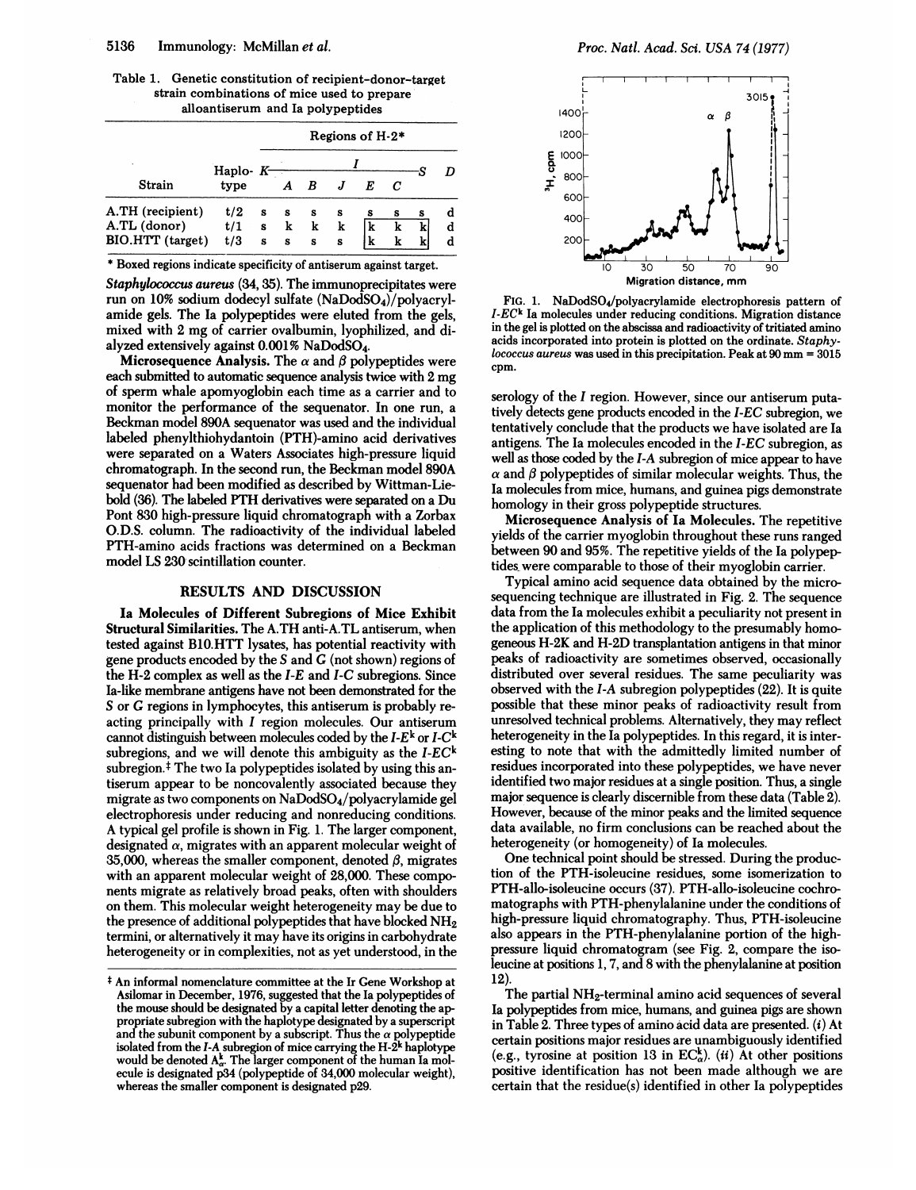Table 1. Genetic constitution of recipient–donor–target strain combinations of mice used to prepare alloantiserum and Ia polypeptides

| Strain | Haplotype | K | I-A | I-B | I-J | I-E | I-C | S | D |
|---|---|---|---|---|---|---|---|---|---|
| A.TH (recipient) | t/2 | s | s | s | s | s | s | s | d |
| A.TL (donor) | t/1 | s | k | k | k | [k] | [k] | [k] | d |
| BIO.HTT (target) | t/3 | s | s | s | s | [k] | [k] | [k] | d |

Column headings are the regions of H-2*; columns A, B, J, E, and C are subregions of the I region.

\* Boxed regions indicate specificity of antiserum against target. (In this table, boxed entries are shown in square brackets.)

*Staphylococcus aureus* (34, 35). The immunoprecipitates were run on 10% sodium dodecyl sulfate ($NaDodSO_4$)/polyacrylamide gels. The Ia polypeptides were eluted from the gels, mixed with 2 mg of carrier ovalbumin, lyophilized, and dialyzed extensively against 0.001% $NaDodSO_4$.

**Microsequence Analysis.** The $\alpha$ and $\beta$ polypeptides were each submitted to automatic sequence analysis twice with 2 mg of sperm whale apomyoglobin each time as a carrier and to monitor the performance of the sequenator. In one run, a Beckman model 890A sequenator was used and the individual labeled phenylthiohydantoin (PTH)-amino acid derivatives were separated on a Waters Associates high-pressure liquid chromatograph. In the second run, the Beckman model 890A sequenator had been modified as described by Wittman-Liebold (36). The labeled PTH derivatives were separated on a Du Pont 830 high-pressure liquid chromatograph with a Zorbax O.D.S. column. The radioactivity of the individual labeled PTH-amino acids fractions was determined on a Beckman model LS 230 scintillation counter.

## RESULTS AND DISCUSSION

**Ia Molecules of Different Subregions of Mice Exhibit Structural Similarities.** The A.TH anti-A.TL antiserum, when tested against B10.HTT lysates, has potential reactivity with gene products encoded by the *S* and *G* (not shown) regions of the H-2 complex as well as the *I-E* and *I-C* subregions. Since Ia-like membrane antigens have not been demonstrated for the *S* or *G* regions in lymphocytes, this antiserum is probably reacting principally with *I* region molecules. Our antiserum cannot distinguish between molecules coded by the $I\text{-}E^k$ or $I\text{-}C^k$ subregions, and we will denote this ambiguity as the $I\text{-}EC^k$ subregion.‡ The two Ia polypeptides isolated by using this antiserum appear to be noncovalently associated because they migrate as two components on $NaDodSO_4$/polyacrylamide gel electrophoresis under reducing and nonreducing conditions. A typical gel profile is shown in Fig. 1. The larger component, designated $\alpha$, migrates with an apparent molecular weight of 35,000, whereas the smaller component, denoted $\beta$, migrates with an apparent molecular weight of 28,000. These components migrate as relatively broad peaks, often with shoulders on them. This molecular weight heterogeneity may be due to the presence of additional polypeptides that have blocked $NH_2$ termini, or alternatively it may have its origins in carbohydrate heterogeneity or in complexities, not as yet understood, in the

‡ An informal nomenclature committee at the Ir Gene Workshop at Asilomar in December, 1976, suggested that the Ia polypeptides of the mouse should be designated by a capital letter denoting the appropriate subregion with the haplotype designated by a superscript and the subunit component by a subscript. Thus the $\alpha$ polypeptide isolated from the *I-A* subregion of mice carrying the $H\text{-}2^k$ haplotype would be denoted $A^k_\alpha$. The larger component of the human Ia molecule is designated p34 (polypeptide of 34,000 molecular weight), whereas the smaller component is designated p29.

FIG. 1. $NaDodSO_4$/polyacrylamide electrophoresis pattern of $I\text{-}EC^k$ Ia molecules under reducing conditions. Migration distance in the gel is plotted on the abscissa and radioactivity of tritiated amino acids incorporated into protein is plotted on the ordinate. *Staphylococcus aureus* was used in this precipitation. Peak at 90 mm = 3015 cpm.

serology of the *I* region. However, since our antiserum putatively detects gene products encoded in the *I-EC* subregion, we tentatively conclude that the products we have isolated are Ia antigens. The Ia molecules encoded in the *I-EC* subregion, as well as those coded by the *I-A* subregion of mice appear to have $\alpha$ and $\beta$ polypeptides of similar molecular weights. Thus, the Ia molecules from mice, humans, and guinea pigs demonstrate homology in their gross polypeptide structures.

**Microsequence Analysis of Ia Molecules.** The repetitive yields of the carrier myoglobin throughout these runs ranged between 90 and 95%. The repetitive yields of the Ia polypeptides were comparable to those of their myoglobin carrier.

Typical amino acid sequence data obtained by the microsequencing technique are illustrated in Fig. 2. The sequence data from the Ia molecules exhibit a peculiarity not present in the application of this methodology to the presumably homogeneous H-2K and H-2D transplantation antigens in that minor peaks of radioactivity are sometimes observed, occasionally distributed over several residues. The same peculiarity was observed with the *I-A* subregion polypeptides (22). It is quite possible that these minor peaks of radioactivity result from unresolved technical problems. Alternatively, they may reflect heterogeneity in the Ia polypeptides. In this regard, it is interesting to note that with the admittedly limited number of residues incorporated into these polypeptides, we have never identified two major residues at a single position. Thus, a single major sequence is clearly discernible from these data (Table 2). However, because of the minor peaks and the limited sequence data available, no firm conclusions can be reached about the heterogeneity (or homogeneity) of Ia molecules.

One technical point should be stressed. During the production of the PTH-isoleucine residues, some isomerization to PTH-allo-isoleucine occurs (37). PTH-allo-isoleucine cochromatographs with PTH-phenylalanine under the conditions of high-pressure liquid chromatography. Thus, PTH-isoleucine also appears in the PTH-phenylalanine portion of the high-pressure liquid chromatogram (see Fig. 2, compare the isoleucine at positions 1, 7, and 8 with the phenylalanine at position 12).

The partial $NH_2$-terminal amino acid sequences of several Ia polypeptides from mice, humans, and guinea pigs are shown in Table 2. Three types of amino acid data are presented. (*i*) At certain positions major residues are unambiguously identified (e.g., tyrosine at position 13 in $EC^k_\alpha$). (*ii*) At other positions positive identification has not been made although we are certain that the residue(s) identified in other Ia polypeptides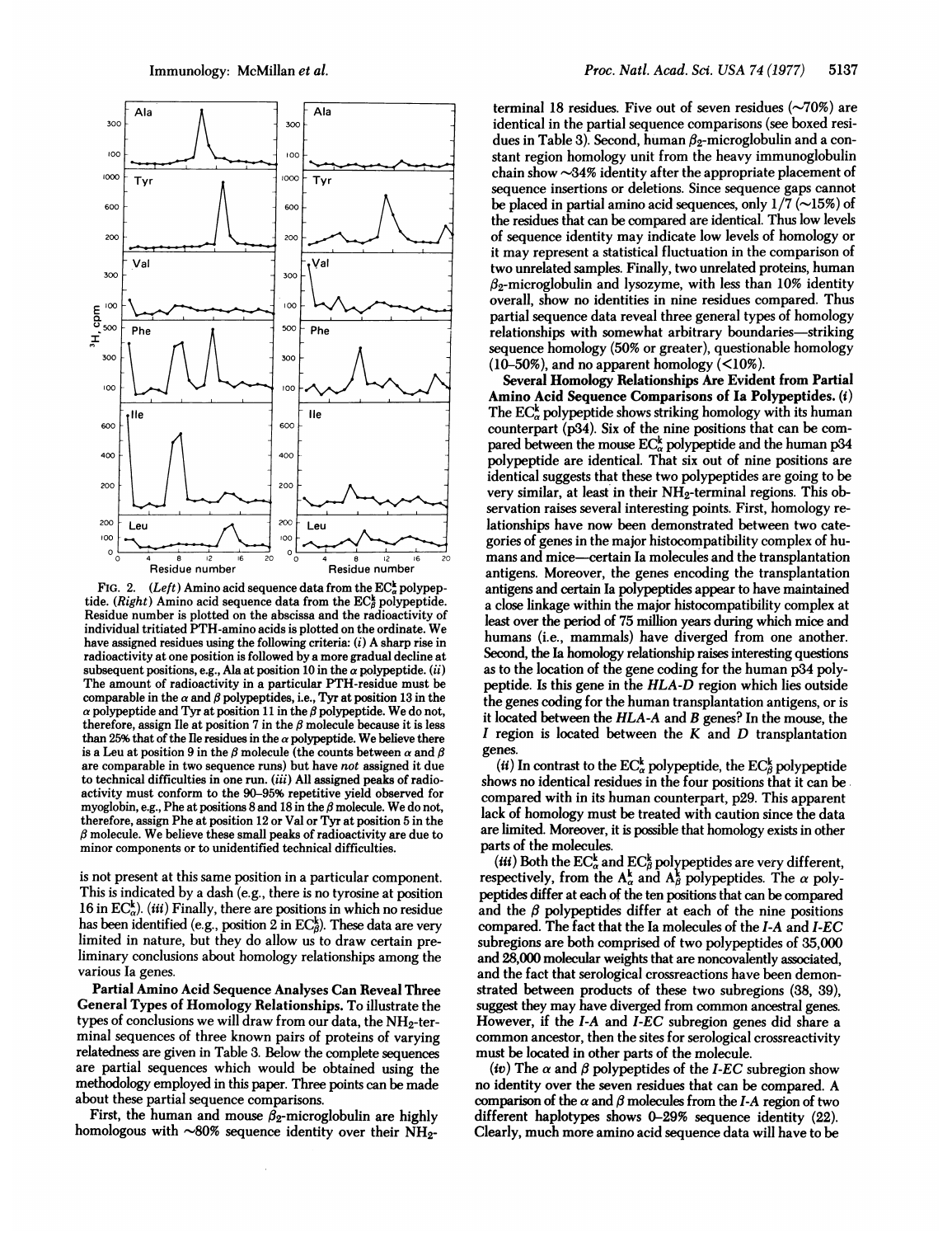FIG. 2. (*Left*) Amino acid sequence data from the $EC^k_\alpha$ polypeptide. (*Right*) Amino acid sequence data from the $EC^k_\beta$ polypeptide. Residue number is plotted on the abscissa and the radioactivity of individual tritiated PTH-amino acids is plotted on the ordinate. We have assigned residues using the following criteria: (*i*) A sharp rise in radioactivity at one position is followed by a more gradual decline at subsequent positions, e.g., Ala at position 10 in the $\alpha$ polypeptide. (*ii*) The amount of radioactivity in a particular PTH-residue must be comparable in the $\alpha$ and $\beta$ polypeptides, i.e., Tyr at position 13 in the $\alpha$ polypeptide and Tyr at position 11 in the $\beta$ polypeptide. We do not, therefore, assign Ile at position 7 in the $\beta$ molecule because it is less than 25% that of the Ile residues in the $\alpha$ polypeptide. We believe there is a Leu at position 9 in the $\beta$ molecule (the counts between $\alpha$ and $\beta$ are comparable in two sequence runs) but have *not* assigned it due to technical difficulties in one run. (*iii*) All assigned peaks of radioactivity must conform to the 90–95% repetitive yield observed for myoglobin, e.g., Phe at positions 8 and 18 in the $\beta$ molecule. We do not, therefore, assign Phe at position 12 or Val or Tyr at position 5 in the $\beta$ molecule. We believe these small peaks of radioactivity are due to minor components or to unidentified technical difficulties.

is not present at this same position in a particular component. This is indicated by a dash (e.g., there is no tyrosine at position 16 in $EC^k_\alpha$). (*iii*) Finally, there are positions in which no residue has been identified (e.g., position 2 in $EC^k_\beta$). These data are very limited in nature, but they do allow us to draw certain preliminary conclusions about homology relationships among the various Ia genes.

**Partial Amino Acid Sequence Analyses Can Reveal Three General Types of Homology Relationships.** To illustrate the types of conclusions we will draw from our data, the $NH_2$-terminal sequences of three known pairs of proteins of varying relatedness are given in Table 3. Below the complete sequences are partial sequences which would be obtained using the methodology employed in this paper. Three points can be made about these partial sequence comparisons.

First, the human and mouse $\beta_2$-microglobulin are highly homologous with ~80% sequence identity over their $NH_2$-terminal 18 residues. Five out of seven residues (~70%) are identical in the partial sequence comparisons (see boxed residues in Table 3). Second, human $\beta_2$-microglobulin and a constant region homology unit from the heavy immunoglobulin chain show ~34% identity after the appropriate placement of sequence insertions or deletions. Since sequence gaps cannot be placed in partial amino acid sequences, only 1/7 (~15%) of the residues that can be compared are identical. Thus low levels of sequence identity may indicate low levels of homology or it may represent a statistical fluctuation in the comparison of two unrelated samples. Finally, two unrelated proteins, human $\beta_2$-microglobulin and lysozyme, with less than 10% identity overall, show no identities in nine residues compared. Thus partial sequence data reveal three general types of homology relationships with somewhat arbitrary boundaries—striking sequence homology (50% or greater), questionable homology (10–50%), and no apparent homology (<10%).

**Several Homology Relationships Are Evident from Partial Amino Acid Sequence Comparisons of Ia Polypeptides.** (*i*) The $EC^k_\alpha$ polypeptide shows striking homology with its human counterpart (p34). Six of the nine positions that can be compared between the mouse $EC^k_\alpha$ polypeptide and the human p34 polypeptide are identical. That six out of nine positions are identical suggests that these two polypeptides are going to be very similar, at least in their $NH_2$-terminal regions. This observation raises several interesting points. First, homology relationships have now been demonstrated between two categories of genes in the major histocompatibility complex of humans and mice—certain Ia molecules and the transplantation antigens. Moreover, the genes encoding the transplantation antigens and certain Ia polypeptides appear to have maintained a close linkage within the major histocompatibility complex at least over the period of 75 million years during which mice and humans (i.e., mammals) have diverged from one another. Second, the Ia homology relationship raises interesting questions as to the location of the gene coding for the human p34 polypeptide. Is this gene in the *HLA-D* region which lies outside the genes coding for the human transplantation antigens, or is it located between the *HLA-A* and *B* genes? In the mouse, the *I* region is located between the *K* and *D* transplantation genes.

(*ii*) In contrast to the $EC^k_\alpha$ polypeptide, the $EC^k_\beta$ polypeptide shows no identical residues in the four positions that it can be compared with in its human counterpart, p29. This apparent lack of homology must be treated with caution since the data are limited. Moreover, it is possible that homology exists in other parts of the molecules.

(*iii*) Both the $EC^k_\alpha$ and $EC^k_\beta$ polypeptides are very different, respectively, from the $A^k_\alpha$ and $A^k_\beta$ polypeptides. The $\alpha$ polypeptides differ at each of the ten positions that can be compared and the $\beta$ polypeptides differ at each of the nine positions compared. The fact that the Ia molecules of the *I-A* and *I-EC* subregions are both comprised of two polypeptides of 35,000 and 28,000 molecular weights that are noncovalently associated, and the fact that serological crossreactions have been demonstrated between products of these two subregions (38, 39), suggest they may have diverged from common ancestral genes. However, if the *I-A* and *I-EC* subregion genes did share a common ancestor, then the sites for serological crossreactivity must be located in other parts of the molecule.

(*iv*) The $\alpha$ and $\beta$ polypeptides of the *I-EC* subregion show no identity over the seven residues that can be compared. A comparison of the $\alpha$ and $\beta$ molecules from the *I-A* region of two different haplotypes shows 0–29% sequence identity (22). Clearly, much more amino acid sequence data will have to be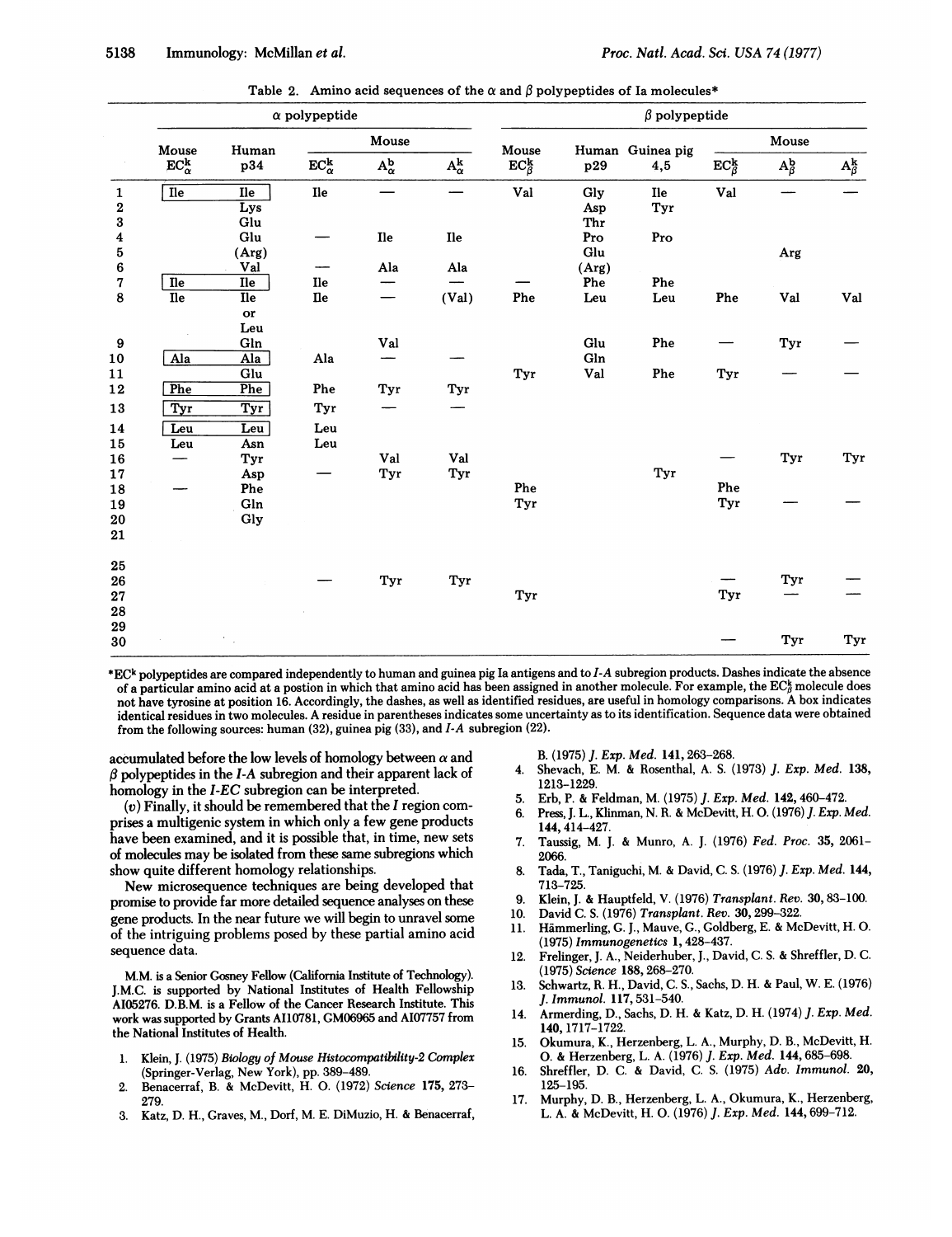Table 2. Amino acid sequences of the α and β polypeptides of Ia molecules*

| | α polypeptide | | | | | β polypeptide | | | | | |
|---|---|---|---|---|---|---|---|---|---|---|---|
| | Mouse $EC^k_\alpha$ | Human p34 | Mouse $EC^k_\alpha$ | Mouse $A^b_\alpha$ | Mouse $A^k_\alpha$ | Mouse $EC^k_\beta$ | Human p29 | Guinea pig 4,5 | Mouse $EC^k_\beta$ | Mouse $A^b_\beta$ | Mouse $A^k_\beta$ |
| 1 | [Ile] | [Ile] | Ile | — | — | Val | Gly | Ile | Val | — | — |
| 2 | | Lys | | | | | Asp | Tyr | | | |
| 3 | | Glu | | | | | Thr | | | | |
| 4 | | Glu | — | Ile | Ile | | Pro | Pro | | | |
| 5 | | (Arg) | | | | | Glu | | | Arg | |
| 6 | | Val | — | Ala | Ala | | (Arg) | | | | |
| 7 | [Ile] | [Ile] | Ile | — | — | — | Phe | Phe | | | |
| 8 | Ile | Ile or Leu | Ile | — | (Val) | Phe | Leu | Leu | Phe | Val | Val |
| 9 | | Gln | | Val | | | Glu | Phe | — | Tyr | — |
| 10 | [Ala] | [Ala] | Ala | — | — | | Gln | | | | |
| 11 | | Glu | | | | Tyr | Val | Phe | Tyr | — | — |
| 12 | [Phe] | [Phe] | Phe | Tyr | Tyr | | | | | | |
| 13 | [Tyr] | [Tyr] | Tyr | — | — | | | | | | |
| 14 | [Leu] | [Leu] | Leu | | | | | | | | |
| 15 | Leu | Asn | Leu | | | | | | | | |
| 16 | — | Tyr | | Val | Val | | | | — | Tyr | Tyr |
| 17 | | Asp | — | Tyr | Tyr | | | Tyr | | | |
| 18 | — | Phe | | | | Phe | | | Phe | | |
| 19 | | Gln | | | | Tyr | | | Tyr | — | — |
| 20 | | Gly | | | | | | | | | |
| 21 | | | | | | | | | | | |
| 25 | | | | | | | | | | | |
| 26 | | | — | Tyr | Tyr | | | | — | Tyr | — |
| 27 | | | | | | Tyr | | | Tyr | — | — |
| 28 | | | | | | | | | | | |
| 29 | | | | | | | | | | | |
| 30 | | | | | | | | | — | Tyr | Tyr |

*$EC^k$ polypeptides are compared independently to human and guinea pig Ia antigens and to *I-A* subregion products. Dashes indicate the absence of a particular amino acid at a postion in which that amino acid has been assigned in another molecule. For example, the $EC^k_\beta$ molecule does not have tyrosine at position 16. Accordingly, the dashes, as well as identified residues, are useful in homology comparisons. A box indicates identical residues in two molecules. A residue in parentheses indicates some uncertainty as to its identification. Sequence data were obtained from the following sources: human (32), guinea pig (33), and *I-A* subregion (22).

accumulated before the low levels of homology between α and β polypeptides in the *I-A* subregion and their apparent lack of homology in the *I-EC* subregion can be interpreted.

(*v*) Finally, it should be remembered that the *I* region comprises a multigenic system in which only a few gene products have been examined, and it is possible that, in time, new sets of molecules may be isolated from these same subregions which show quite different homology relationships.

New microsequence techniques are being developed that promise to provide far more detailed sequence analyses on these gene products. In the near future we will begin to unravel some of the intriguing problems posed by these partial amino acid sequence data.

M.M. is a Senior Gosney Fellow (California Institute of Technology). J.M.C. is supported by National Institutes of Health Fellowship AI05276. D.B.M. is a Fellow of the Cancer Research Institute. This work was supported by Grants AI10781, GM06965 and AI07757 from the National Institutes of Health.

1. Klein, J. (1975) *Biology of Mouse Histocompatibility-2 Complex* (Springer-Verlag, New York), pp. 389–489.
2. Benacerraf, B. & McDevitt, H. O. (1972) *Science* **175**, 273–279.
3. Katz, D. H., Graves, M., Dorf, M. E. DiMuzio, H. & Benacerraf, B. (1975) *J. Exp. Med.* **141**, 263–268.
4. Shevach, E. M. & Rosenthal, A. S. (1973) *J. Exp. Med.* **138**, 1213–1229.
5. Erb, P. & Feldman, M. (1975) *J. Exp. Med.* **142**, 460–472.
6. Press, J. L., Klinman, N. R. & McDevitt, H. O. (1976) *J. Exp. Med.* **144**, 414–427.
7. Taussig, M. J. & Munro, A. J. (1976) *Fed. Proc.* **35**, 2061–2066.
8. Tada, T., Taniguchi, M. & David, C. S. (1976) *J. Exp. Med.* **144**, 713–725.
9. Klein, J. & Hauptfeld, V. (1976) *Transplant. Rev.* **30**, 83–100.
10. David C. S. (1976) *Transplant. Rev.* **30**, 299–322.
11. Hämmerling, G. J., Mauve, G., Goldberg, E. & McDevitt, H. O. (1975) *Immunogenetics* **1**, 428–437.
12. Frelinger, J. A., Neiderhuber, J., David, C. S. & Shreffler, D. C. (1975) *Science* **188**, 268–270.
13. Schwartz, R. H., David, C. S., Sachs, D. H. & Paul, W. E. (1976) *J. Immunol.* **117**, 531–540.
14. Armerding, D., Sachs, D. H. & Katz, D. H. (1974) *J. Exp. Med.* **140**, 1717–1722.
15. Okumura, K., Herzenberg, L. A., Murphy, D. B., McDevitt, H. O. & Herzenberg, L. A. (1976) *J. Exp. Med.* **144**, 685–698.
16. Shreffler, D. C. & David, C. S. (1975) *Adv. Immunol.* **20**, 125–195.
17. Murphy, D. B., Herzenberg, L. A., Okumura, K., Herzenberg, L. A. & McDevitt, H. O. (1976) *J. Exp. Med.* **144**, 699–712.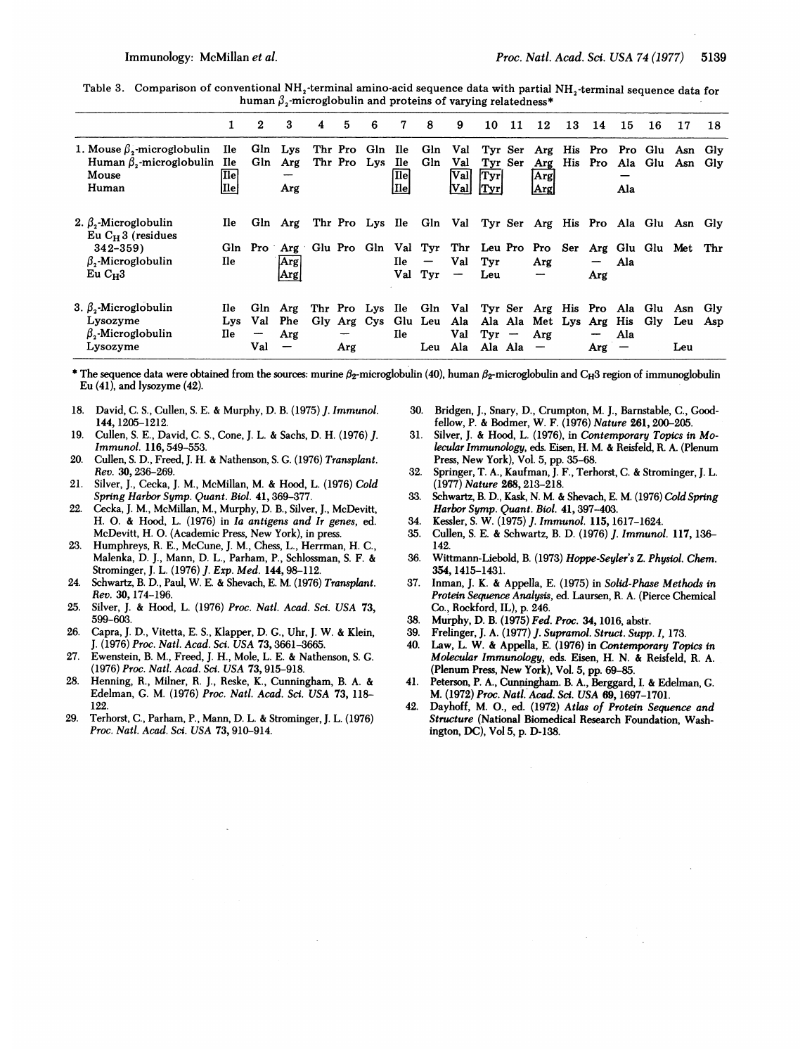Table 3. Comparison of conventional $NH_2$-terminal amino-acid sequence data with partial $NH_2$-terminal sequence data for human $\beta_2$-microglobulin and proteins of varying relatedness*

| | 1 | 2 | 3 | 4 | 5 | 6 | 7 | 8 | 9 | 10 | 11 | 12 | 13 | 14 | 15 | 16 | 17 | 18 |
|---|---|---|---|---|---|---|---|---|---|---|---|---|---|---|---|---|---|---|
| 1. Mouse $\beta_2$-microglobulin | Ile | Gln | Lys | Thr | Pro | Gln | Ile | Gln | Val | Tyr | Ser | Arg | His | Pro | Pro | Glu | Asn | Gly |
| Human $\beta_2$-microglobulin | Ile | Gln | Arg | Thr | Pro | Lys | Ile | Gln | Val | Tyr | Ser | Arg | His | Pro | Ala | Glu | Asn | Gly |
| Mouse | Ile | | — | | | | Ile | | Val | Tyr | | Arg | | | — | | | |
| Human | Ile | | Arg | | | | Ile | | Val | Tyr | | Arg | | | Ala | | | |
| 2. $\beta_2$-Microglobulin | Ile | Gln | Arg | Thr | Pro | Lys | Ile | Gln | Val | Tyr | Ser | Arg | His | Pro | Ala | Glu | Asn | Gly |
| Eu $C_H3$ (residues 342–359) | Gln | Pro | Arg | Glu | Pro | Gln | Val | Tyr | Thr | Leu | Pro | Pro | Ser | Arg | Glu | Glu | Met | Thr |
| $\beta_2$-Microglobulin | Ile | | Arg | | | | Ile | — | Val | Tyr | | Arg | | — | Ala | | | |
| Eu $C_H3$ | | | Arg | | | | Val | Tyr | — | Leu | | — | | Arg | | | | |
| 3. $\beta_2$-Microglobulin | Ile | Gln | Arg | Thr | Pro | Lys | Ile | Gln | Val | Tyr | Ser | Arg | His | Pro | Ala | Glu | Asn | Gly |
| Lysozyme | Lys | Val | Phe | Gly | Arg | Cys | Glu | Leu | Ala | Ala | Ala | Met | Lys | Arg | His | Gly | Leu | Asp |
| $\beta_2$-Microglobulin | Ile | — | Arg | | — | | Ile | | Val | Tyr | — | Arg | | — | Ala | | | |
| Lysozyme | | Val | — | | Arg | | | Leu | Ala | Ala | Ala | — | | Arg | — | | Leu | |

\* The sequence data were obtained from the sources: murine $\beta_2$-microglobulin (40), human $\beta_2$-microglobulin and $C_H3$ region of immunoglobulin Eu (41), and lysozyme (42).

18. David, C. S., Cullen, S. E. & Murphy, D. B. (1975) *J. Immunol.* **144,** 1205–1212.
19. Cullen, S. E., David, C. S., Cone, J. L. & Sachs, D. H. (1976) *J. Immunol.* **116,** 549–553.
20. Cullen, S. D., Freed, J. H. & Nathenson, S. G. (1976) *Transplant. Rev.* **30,** 236–269.
21. Silver, J., Cecka, J. M., McMillan, M. & Hood, L. (1976) *Cold Spring Harbor Symp. Quant. Biol.* **41,** 369–377.
22. Cecka, J. M., McMillan, M., Murphy, D. B., Silver, J., McDevitt, H. O. & Hood, L. (1976) in *Ia antigens and Ir genes,* ed. McDevitt, H. O. (Academic Press, New York), in press.
23. Humphreys, R. E., McCune, J. M., Chess, L., Herrman, H. C., Malenka, D. J., Mann, D. L., Parham, P., Schlossman, S. F. & Strominger, J. L. (1976) *J. Exp. Med.* **144,** 98–112.
24. Schwartz, B. D., Paul, W. E. & Shevach, E. M. (1976) *Transplant. Rev.* **30,** 174–196.
25. Silver, J. & Hood, L. (1976) *Proc. Natl. Acad. Sci. USA* **73,** 599–603.
26. Capra, J. D., Vitetta, E. S., Klapper, D. G., Uhr, J. W. & Klein, J. (1976) *Proc. Natl. Acad. Sci. USA* **73,** 3661–3665.
27. Ewenstein, B. M., Freed, J. H., Mole, L. E. & Nathenson, S. G. (1976) *Proc. Natl. Acad. Sci. USA* **73,** 915–918.
28. Henning, R., Milner, R. J., Reske, K., Cunningham, B. A. & Edelman, G. M. (1976) *Proc. Natl. Acad. Sci. USA* **73,** 118–122.
29. Terhorst, C., Parham, P., Mann, D. L. & Strominger, J. L. (1976) *Proc. Natl. Acad. Sci. USA* **73,** 910–914.
30. Bridgen, J., Snary, D., Crumpton, M. J., Barnstable, C., Goodfellow, P. & Bodmer, W. F. (1976) *Nature* **261,** 200–205.
31. Silver, J. & Hood, L. (1976), in *Contemporary Topics in Molecular Immunology,* eds. Eisen, H. M. & Reisfeld, R. A. (Plenum Press, New York), Vol. 5, pp. 35–68.
32. Springer, T. A., Kaufman, J. F., Terhorst, C. & Strominger, J. L. (1977) *Nature* **268,** 213–218.
33. Schwartz, B. D., Kask, N. M. & Shevach, E. M. (1976) *Cold Spring Harbor Symp. Quant. Biol.* **41,** 397–403.
34. Kessler, S. W. (1975) *J. Immunol.* **115,** 1617–1624.
35. Cullen, S. E. & Schwartz, B. D. (1976) *J. Immunol.* **117,** 136–142.
36. Wittmann-Liebold, B. (1973) *Hoppe-Seyler's Z. Physiol. Chem.* **354,** 1415–1431.
37. Inman, J. K. & Appella, E. (1975) in *Solid-Phase Methods in Protein Sequence Analysis,* ed. Laursen, R. A. (Pierce Chemical Co., Rockford, IL), p. 246.
38. Murphy, D. B. (1975) *Fed. Proc.* **34,** 1016, abstr.
39. Frelinger, J. A. (1977) *J. Supramol. Struct. Supp. I,* 173.
40. Law, L. W. & Appella, E. (1976) in *Contemporary Topics in Molecular Immunology,* eds. Eisen, H. N. & Reisfeld, R. A. (Plenum Press, New York), Vol. 5, pp. 69–85.
41. Peterson, P. A., Cunningham. B. A., Berggard, I. & Edelman, G. M. (1972) *Proc. Natl. Acad. Sci. USA* **69,** 1697–1701.
42. Dayhoff, M. O., ed. (1972) *Atlas of Protein Sequence and Structure* (National Biomedical Research Foundation, Washington, DC), Vol 5, p. D-138.